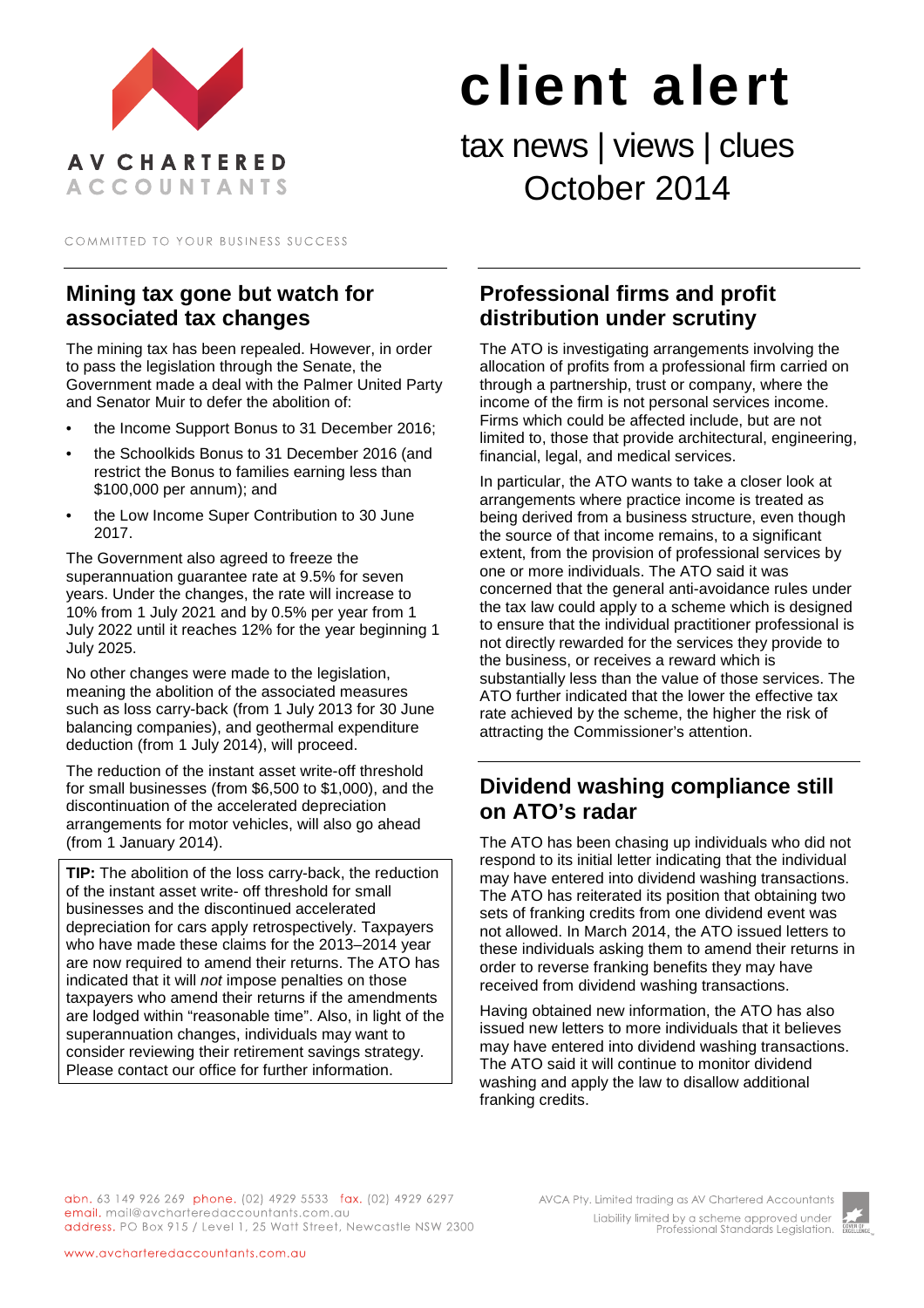AV CHARTERED ACCOUNTANTS

COMMITTED TO YOUR BUSINESS SUCCESS

# client alert

tax news | views | clues
October 2014

## Mining tax gone but watch for associated tax changes

The mining tax has been repealed. However, in order to pass the legislation through the Senate, the Government made a deal with the Palmer United Party and Senator Muir to defer the abolition of:

- the Income Support Bonus to 31 December 2016;
- the Schoolkids Bonus to 31 December 2016 (and restrict the Bonus to families earning less than $100,000 per annum); and
- the Low Income Super Contribution to 30 June 2017.

The Government also agreed to freeze the superannuation guarantee rate at 9.5% for seven years. Under the changes, the rate will increase to 10% from 1 July 2021 and by 0.5% per year from 1 July 2022 until it reaches 12% for the year beginning 1 July 2025.

No other changes were made to the legislation, meaning the abolition of the associated measures such as loss carry-back (from 1 July 2013 for 30 June balancing companies), and geothermal expenditure deduction (from 1 July 2014), will proceed.

The reduction of the instant asset write-off threshold for small businesses (from $6,500 to $1,000), and the discontinuation of the accelerated depreciation arrangements for motor vehicles, will also go ahead (from 1 January 2014).

**TIP:** The abolition of the loss carry-back, the reduction of the instant asset write- off threshold for small businesses and the discontinued accelerated depreciation for cars apply retrospectively. Taxpayers who have made these claims for the 2013–2014 year are now required to amend their returns. The ATO has indicated that it will *not* impose penalties on those taxpayers who amend their returns if the amendments are lodged within "reasonable time". Also, in light of the superannuation changes, individuals may want to consider reviewing their retirement savings strategy. Please contact our office for further information.

## Professional firms and profit distribution under scrutiny

The ATO is investigating arrangements involving the allocation of profits from a professional firm carried on through a partnership, trust or company, where the income of the firm is not personal services income. Firms which could be affected include, but are not limited to, those that provide architectural, engineering, financial, legal, and medical services.

In particular, the ATO wants to take a closer look at arrangements where practice income is treated as being derived from a business structure, even though the source of that income remains, to a significant extent, from the provision of professional services by one or more individuals. The ATO said it was concerned that the general anti-avoidance rules under the tax law could apply to a scheme which is designed to ensure that the individual practitioner professional is not directly rewarded for the services they provide to the business, or receives a reward which is substantially less than the value of those services. The ATO further indicated that the lower the effective tax rate achieved by the scheme, the higher the risk of attracting the Commissioner's attention.

## Dividend washing compliance still on ATO's radar

The ATO has been chasing up individuals who did not respond to its initial letter indicating that the individual may have entered into dividend washing transactions. The ATO has reiterated its position that obtaining two sets of franking credits from one dividend event was not allowed. In March 2014, the ATO issued letters to these individuals asking them to amend their returns in order to reverse franking benefits they may have received from dividend washing transactions.

Having obtained new information, the ATO has also issued new letters to more individuals that it believes may have entered into dividend washing transactions. The ATO said it will continue to monitor dividend washing and apply the law to disallow additional franking credits.

abn. 63 149 926 269 phone. (02) 4929 5533 fax. (02) 4929 6297
email. mail@avcharteredaccountants.com.au
address. PO Box 915 / Level 1, 25 Watt Street, Newcastle NSW 2300

www.avcharteredaccountants.com.au

AVCA Pty. Limited trading as AV Chartered Accountants
Liability limited by a scheme approved under Professional Standards Legislation.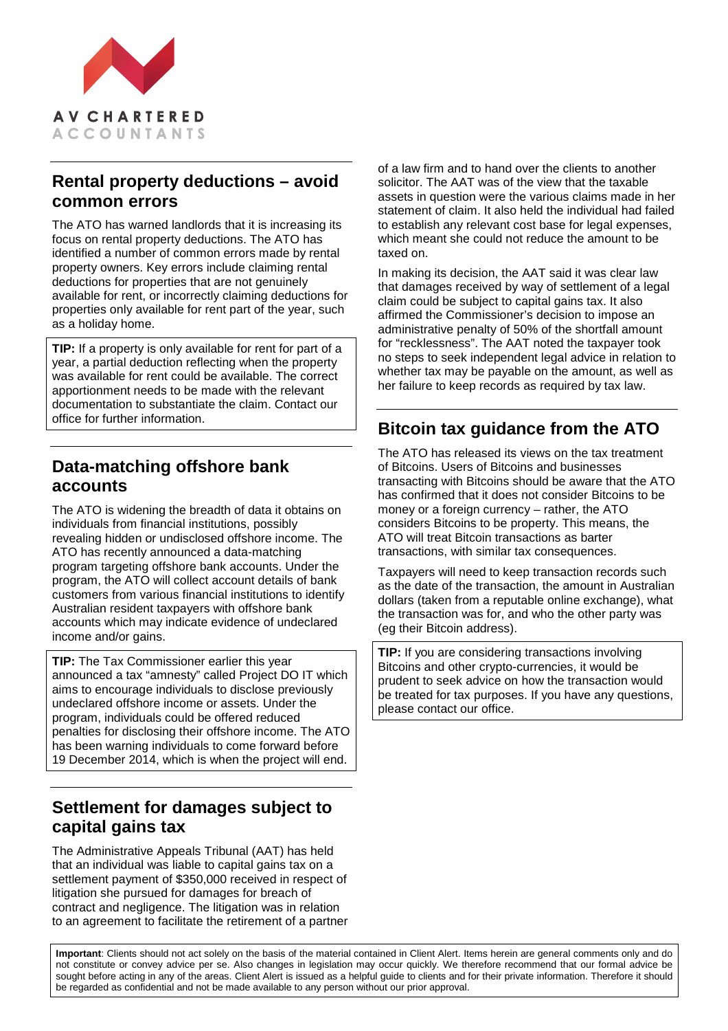AV CHARTERED ACCOUNTANTS

## Rental property deductions – avoid common errors

The ATO has warned landlords that it is increasing its focus on rental property deductions. The ATO has identified a number of common errors made by rental property owners. Key errors include claiming rental deductions for properties that are not genuinely available for rent, or incorrectly claiming deductions for properties only available for rent part of the year, such as a holiday home.

**TIP:** If a property is only available for rent for part of a year, a partial deduction reflecting when the property was available for rent could be available. The correct apportionment needs to be made with the relevant documentation to substantiate the claim. Contact our office for further information.

## Data-matching offshore bank accounts

The ATO is widening the breadth of data it obtains on individuals from financial institutions, possibly revealing hidden or undisclosed offshore income. The ATO has recently announced a data-matching program targeting offshore bank accounts. Under the program, the ATO will collect account details of bank customers from various financial institutions to identify Australian resident taxpayers with offshore bank accounts which may indicate evidence of undeclared income and/or gains.

**TIP:** The Tax Commissioner earlier this year announced a tax "amnesty" called Project DO IT which aims to encourage individuals to disclose previously undeclared offshore income or assets. Under the program, individuals could be offered reduced penalties for disclosing their offshore income. The ATO has been warning individuals to come forward before 19 December 2014, which is when the project will end.

## Settlement for damages subject to capital gains tax

The Administrative Appeals Tribunal (AAT) has held that an individual was liable to capital gains tax on a settlement payment of $350,000 received in respect of litigation she pursued for damages for breach of contract and negligence. The litigation was in relation to an agreement to facilitate the retirement of a partner of a law firm and to hand over the clients to another solicitor. The AAT was of the view that the taxable assets in question were the various claims made in her statement of claim. It also held the individual had failed to establish any relevant cost base for legal expenses, which meant she could not reduce the amount to be taxed on.

In making its decision, the AAT said it was clear law that damages received by way of settlement of a legal claim could be subject to capital gains tax. It also affirmed the Commissioner's decision to impose an administrative penalty of 50% of the shortfall amount for "recklessness". The AAT noted the taxpayer took no steps to seek independent legal advice in relation to whether tax may be payable on the amount, as well as her failure to keep records as required by tax law.

## Bitcoin tax guidance from the ATO

The ATO has released its views on the tax treatment of Bitcoins. Users of Bitcoins and businesses transacting with Bitcoins should be aware that the ATO has confirmed that it does not consider Bitcoins to be money or a foreign currency – rather, the ATO considers Bitcoins to be property. This means, the ATO will treat Bitcoin transactions as barter transactions, with similar tax consequences.

Taxpayers will need to keep transaction records such as the date of the transaction, the amount in Australian dollars (taken from a reputable online exchange), what the transaction was for, and who the other party was (eg their Bitcoin address).

**TIP:** If you are considering transactions involving Bitcoins and other crypto-currencies, it would be prudent to seek advice on how the transaction would be treated for tax purposes. If you have any questions, please contact our office.

**Important**: Clients should not act solely on the basis of the material contained in Client Alert. Items herein are general comments only and do not constitute or convey advice per se. Also changes in legislation may occur quickly. We therefore recommend that our formal advice be sought before acting in any of the areas. Client Alert is issued as a helpful guide to clients and for their private information. Therefore it should be regarded as confidential and not be made available to any person without our prior approval.